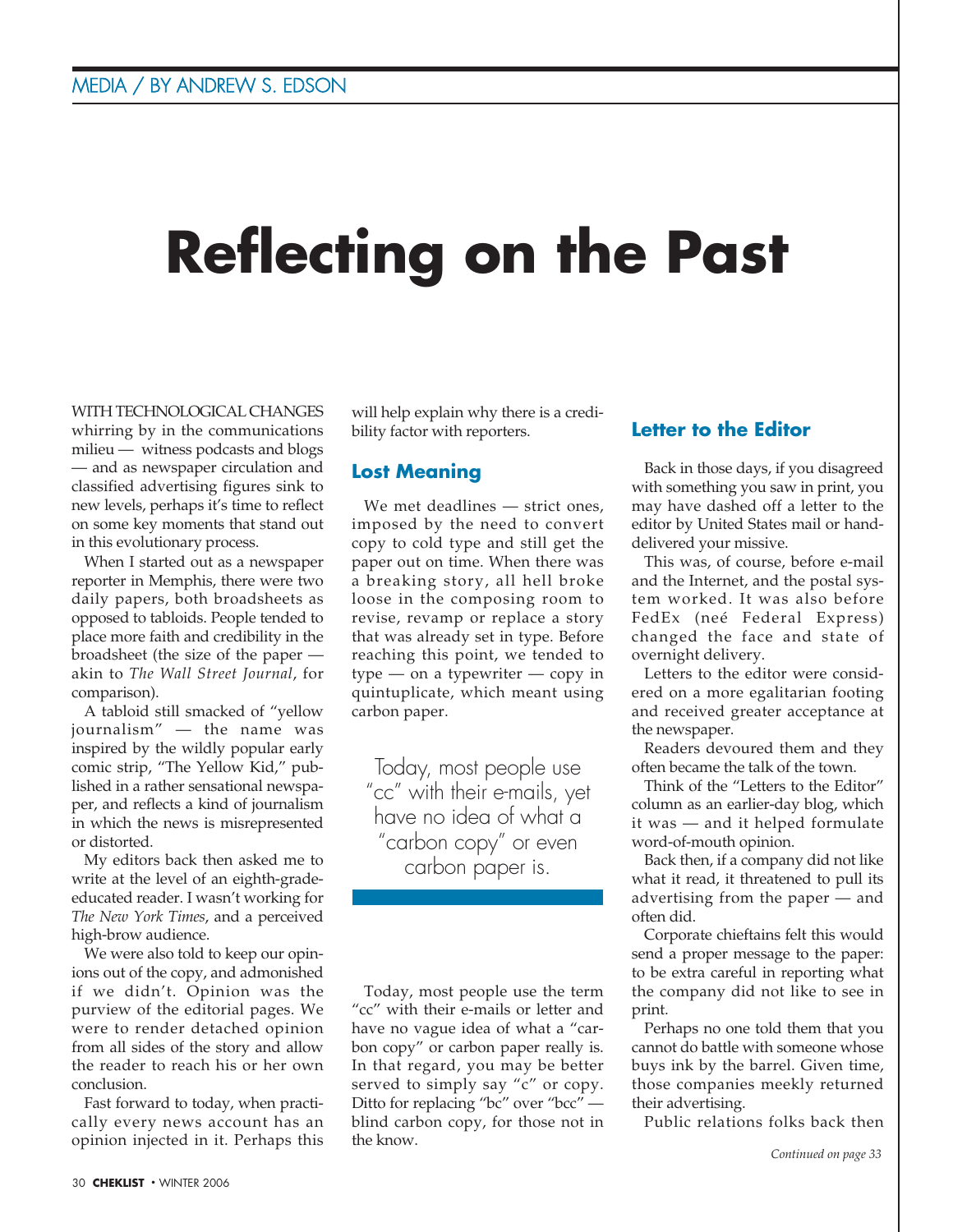# Reflecting on the Past

WITH TECHNOLOGICAL CHANGES whirring by in the communications milieu — witness podcasts and blogs — and as newspaper circulation and classified advertising figures sink to new levels, perhaps it's time to reflect on some key moments that stand out in this evolutionary process.

When I started out as a newspaper reporter in Memphis, there were two daily papers, both broadsheets as opposed to tabloids. People tended to place more faith and credibility in the broadsheet (the size of the paper — akin to *The Wall Street Journal*, for comparison).

A tabloid still smacked of "yellow journalism" — the name was inspired by the wildly popular early comic strip, "The Yellow Kid," published in a rather sensational newspaper, and reflects a kind of journalism in which the news is misrepresented or distorted.

My editors back then asked me to write at the level of an eighth-grade-educated reader. I wasn't working for *The New York Times*, and a perceived high-brow audience.

We were also told to keep our opinions out of the copy, and admonished if we didn't. Opinion was the purview of the editorial pages. We were to render detached opinion from all sides of the story and allow the reader to reach his or her own conclusion.

Fast forward to today, when practically every news account has an opinion injected in it. Perhaps this will help explain why there is a credibility factor with reporters.

## Lost Meaning

We met deadlines — strict ones, imposed by the need to convert copy to cold type and still get the paper out on time. When there was a breaking story, all hell broke loose in the composing room to revise, revamp or replace a story that was already set in type. Before reaching this point, we tended to type — on a typewriter — copy in quintuplicate, which meant using carbon paper.

> Today, most people use "cc" with their e-mails, yet have no idea of what a "carbon copy" or even carbon paper is.

Today, most people use the term "cc" with their e-mails or letter and have no vague idea of what a "carbon copy" or carbon paper really is. In that regard, you may be better served to simply say "c" or copy. Ditto for replacing "bc" over "bcc" — blind carbon copy, for those not in the know.

## Letter to the Editor

Back in those days, if you disagreed with something you saw in print, you may have dashed off a letter to the editor by United States mail or hand-delivered your missive.

This was, of course, before e-mail and the Internet, and the postal system worked. It was also before FedEx (neé Federal Express) changed the face and state of overnight delivery.

Letters to the editor were considered on a more egalitarian footing and received greater acceptance at the newspaper.

Readers devoured them and they often became the talk of the town.

Think of the "Letters to the Editor" column as an earlier-day blog, which it was — and it helped formulate word-of-mouth opinion.

Back then, if a company did not like what it read, it threatened to pull its advertising from the paper — and often did.

Corporate chieftains felt this would send a proper message to the paper: to be extra careful in reporting what the company did not like to see in print.

Perhaps no one told them that you cannot do battle with someone whose buys ink by the barrel. Given time, those companies meekly returned their advertising.

Public relations folks back then

*Continued on page 33*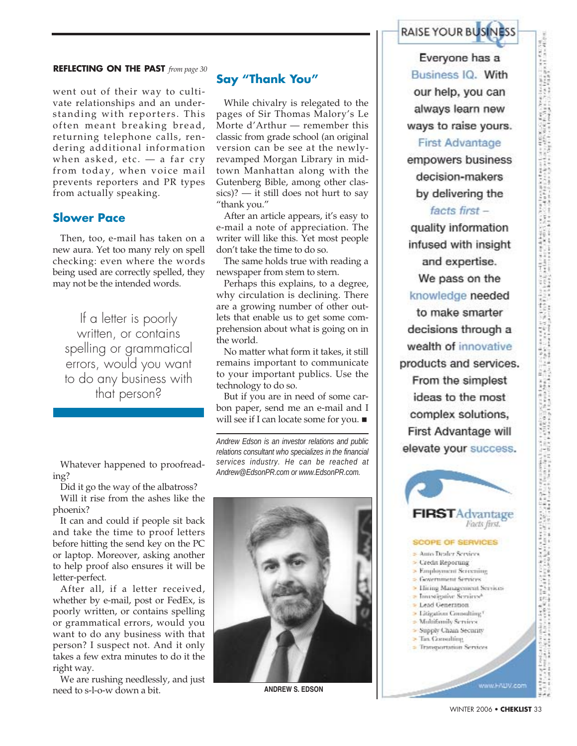**REFLECTING ON THE PAST** *from page 30*

went out of their way to cultivate relationships and an understanding with reporters. This often meant breaking bread, returning telephone calls, rendering additional information when asked, etc. — a far cry from today, when voice mail prevents reporters and PR types from actually speaking.

## Slower Pace

Then, too, e-mail has taken on a new aura. Yet too many rely on spell checking: even where the words being used are correctly spelled, they may not be the intended words.

> If a letter is poorly written, or contains spelling or grammatical errors, would you want to do any business with that person?

Whatever happened to proofreading?

Did it go the way of the albatross?

Will it rise from the ashes like the phoenix?

It can and could if people sit back and take the time to proof letters before hitting the send key on the PC or laptop. Moreover, asking another to help proof also ensures it will be letter-perfect.

After all, if a letter received, whether by e-mail, post or FedEx, is poorly written, or contains spelling or grammatical errors, would you want to do any business with that person? I suspect not. And it only takes a few extra minutes to do it the right way.

We are rushing needlessly, and just need to s-l-o-w down a bit.

## Say "Thank You"

While chivalry is relegated to the pages of Sir Thomas Malory's Le Morte d'Arthur — remember this classic from grade school (an original version can be see at the newly-revamped Morgan Library in mid-town Manhattan along with the Gutenberg Bible, among other classics)? — it still does not hurt to say "thank you."

After an article appears, it's easy to e-mail a note of appreciation. The writer will like this. Yet most people don't take the time to do so.

The same holds true with reading a newspaper from stem to stern.

Perhaps this explains, to a degree, why circulation is declining. There are a growing number of other outlets that enable us to get some comprehension about what is going on in the world.

No matter what form it takes, it still remains important to communicate to your important publics. Use the technology to do so.

But if you are in need of some carbon paper, send me an e-mail and I will see if I can locate some for you. ■

*Andrew Edson is an investor relations and public relations consultant who specializes in the financial services industry. He can be reached at Andrew@EdsonPR.com or www.EdsonPR.com.*

**ANDREW S. EDSON**

RAISE YOUR BUSINESS IQ

Everyone has a Business IQ. With our help, you can always learn new ways to raise yours. First Advantage empowers business decision-makers by delivering the *facts first* – quality information infused with insight and expertise. We pass on the knowledge needed to make smarter decisions through a wealth of innovative products and services. From the simplest ideas to the most complex solutions, First Advantage will elevate your success.

FIRST Advantage
*Facts first.*

SCOPE OF SERVICES

- Auto Dealer Services
- Credit Reporting
- Employment Screening
- Government Services
- Hiring Management Services
- Investigative Services
- Lead Generation
- Litigation Consulting
- Multifamily Services
- Supply Chain Security
- Tax Consulting
- Transportation Services

www.FADV.com